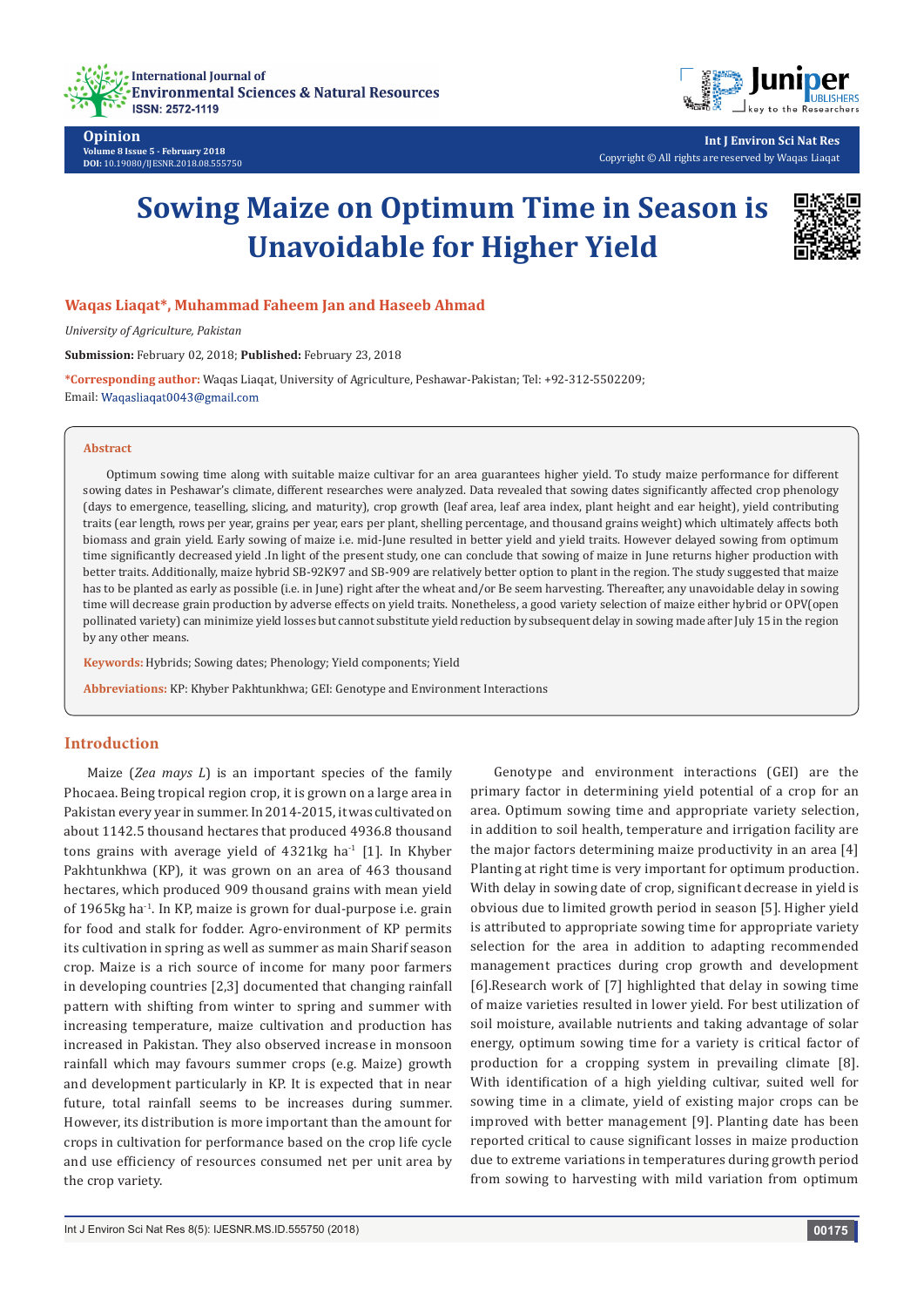Opinion

Volume 8 Issue 5 - February 2018
DOI: 10.19080/IJESNR.2018.08.555750

Int J Environ Sci Nat Res
Copyright © All rights are reserved by Waqas Liaqat

# Sowing Maize on Optimum Time in Season is Unavoidable for Higher Yield

**Waqas Liaqat*, Muhammad Faheem Jan and Haseeb Ahmad**

*University of Agriculture, Pakistan*

**Submission:** February 02, 2018; **Published:** February 23, 2018

**\*Corresponding author:** Waqas Liaqat, University of Agriculture, Peshawar-Pakistan; Tel: +92-312-5502209; Email: Waqasliaqat0043@gmail.com

## Abstract

Optimum sowing time along with suitable maize cultivar for an area guarantees higher yield. To study maize performance for different sowing dates in Peshawar's climate, different researches were analyzed. Data revealed that sowing dates significantly affected crop phenology (days to emergence, teaselling, slicing, and maturity), crop growth (leaf area, leaf area index, plant height and ear height), yield contributing traits (ear length, rows per year, grains per year, ears per plant, shelling percentage, and thousand grains weight) which ultimately affects both biomass and grain yield. Early sowing of maize i.e. mid-June resulted in better yield and yield traits. However delayed sowing from optimum time significantly decreased yield .In light of the present study, one can conclude that sowing of maize in June returns higher production with better traits. Additionally, maize hybrid SB-92K97 and SB-909 are relatively better option to plant in the region. The study suggested that maize has to be planted as early as possible (i.e. in June) right after the wheat and/or Be seem harvesting. Thereafter, any unavoidable delay in sowing time will decrease grain production by adverse effects on yield traits. Nonetheless, a good variety selection of maize either hybrid or OPV(open pollinated variety) can minimize yield losses but cannot substitute yield reduction by subsequent delay in sowing made after July 15 in the region by any other means.

**Keywords:** Hybrids; Sowing dates; Phenology; Yield components; Yield

**Abbreviations:** KP: Khyber Pakhtunkhwa; GEI: Genotype and Environment Interactions

## Introduction

Maize (*Zea mays L*) is an important species of the family Phocaea. Being tropical region crop, it is grown on a large area in Pakistan every year in summer. In 2014-2015, it was cultivated on about 1142.5 thousand hectares that produced 4936.8 thousand tons grains with average yield of 4321kg ha$^{-1}$ [1]. In Khyber Pakhtunkhwa (KP), it was grown on an area of 463 thousand hectares, which produced 909 thousand grains with mean yield of 1965kg ha$^{-1}$. In KP, maize is grown for dual-purpose i.e. grain for food and stalk for fodder. Agro-environment of KP permits its cultivation in spring as well as summer as main Sharif season crop. Maize is a rich source of income for many poor farmers in developing countries [2,3] documented that changing rainfall pattern with shifting from winter to spring and summer with increasing temperature, maize cultivation and production has increased in Pakistan. They also observed increase in monsoon rainfall which may favours summer crops (e.g. Maize) growth and development particularly in KP. It is expected that in near future, total rainfall seems to be increases during summer. However, its distribution is more important than the amount for crops in cultivation for performance based on the crop life cycle and use efficiency of resources consumed net per unit area by the crop variety.

Genotype and environment interactions (GEI) are the primary factor in determining yield potential of a crop for an area. Optimum sowing time and appropriate variety selection, in addition to soil health, temperature and irrigation facility are the major factors determining maize productivity in an area [4] Planting at right time is very important for optimum production. With delay in sowing date of crop, significant decrease in yield is obvious due to limited growth period in season [5]. Higher yield is attributed to appropriate sowing time for appropriate variety selection for the area in addition to adapting recommended management practices during crop growth and development [6].Research work of [7] highlighted that delay in sowing time of maize varieties resulted in lower yield. For best utilization of soil moisture, available nutrients and taking advantage of solar energy, optimum sowing time for a variety is critical factor of production for a cropping system in prevailing climate [8]. With identification of a high yielding cultivar, suited well for sowing time in a climate, yield of existing major crops can be improved with better management [9]. Planting date has been reported critical to cause significant losses in maize production due to extreme variations in temperatures during growth period from sowing to harvesting with mild variation from optimum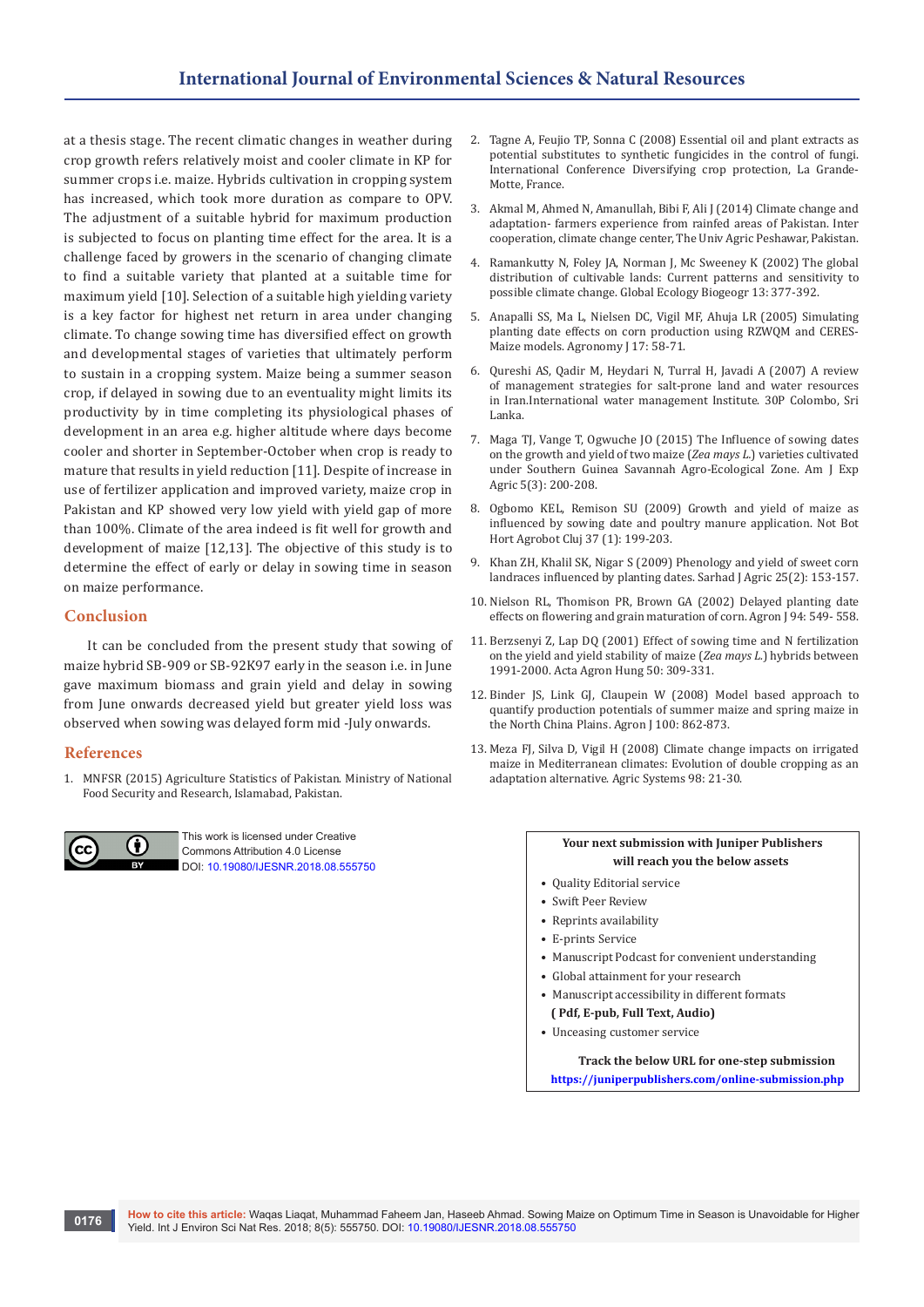at a thesis stage. The recent climatic changes in weather during crop growth refers relatively moist and cooler climate in KP for summer crops i.e. maize. Hybrids cultivation in cropping system has increased, which took more duration as compare to OPV. The adjustment of a suitable hybrid for maximum production is subjected to focus on planting time effect for the area. It is a challenge faced by growers in the scenario of changing climate to find a suitable variety that planted at a suitable time for maximum yield [10]. Selection of a suitable high yielding variety is a key factor for highest net return in area under changing climate. To change sowing time has diversified effect on growth and developmental stages of varieties that ultimately perform to sustain in a cropping system. Maize being a summer season crop, if delayed in sowing due to an eventuality might limits its productivity by in time completing its physiological phases of development in an area e.g. higher altitude where days become cooler and shorter in September-October when crop is ready to mature that results in yield reduction [11]. Despite of increase in use of fertilizer application and improved variety, maize crop in Pakistan and KP showed very low yield with yield gap of more than 100%. Climate of the area indeed is fit well for growth and development of maize [12,13]. The objective of this study is to determine the effect of early or delay in sowing time in season on maize performance.

## Conclusion

It can be concluded from the present study that sowing of maize hybrid SB-909 or SB-92K97 early in the season i.e. in June gave maximum biomass and grain yield and delay in sowing from June onwards decreased yield but greater yield loss was observed when sowing was delayed form mid -July onwards.

## References

1. MNFSR (2015) Agriculture Statistics of Pakistan. Ministry of National Food Security and Research, Islamabad, Pakistan.
2. Tagne A, Feujio TP, Sonna C (2008) Essential oil and plant extracts as potential substitutes to synthetic fungicides in the control of fungi. International Conference Diversifying crop protection, La Grande-Motte, France.
3. Akmal M, Ahmed N, Amanullah, Bibi F, Ali J (2014) Climate change and adaptation- farmers experience from rainfed areas of Pakistan. Inter cooperation, climate change center, The Univ Agric Peshawar, Pakistan.
4. Ramankutty N, Foley JA, Norman J, Mc Sweeney K (2002) The global distribution of cultivable lands: Current patterns and sensitivity to possible climate change. Global Ecology Biogeogr 13: 377-392.
5. Anapalli SS, Ma L, Nielsen DC, Vigil MF, Ahuja LR (2005) Simulating planting date effects on corn production using RZWQM and CERES-Maize models. Agronomy J 17: 58-71.
6. Qureshi AS, Qadir M, Heydari N, Turral H, Javadi A (2007) A review of management strategies for salt-prone land and water resources in Iran.International water management Institute. 30P Colombo, Sri Lanka.
7. Maga TJ, Vange T, Ogwuche JO (2015) The Influence of sowing dates on the growth and yield of two maize (*Zea mays L.*) varieties cultivated under Southern Guinea Savannah Agro-Ecological Zone. Am J Exp Agric 5(3): 200-208.
8. Ogbomo KEL, Remison SU (2009) Growth and yield of maize as influenced by sowing date and poultry manure application. Not Bot Hort Agrobot Cluj 37 (1): 199-203.
9. Khan ZH, Khalil SK, Nigar S (2009) Phenology and yield of sweet corn landraces influenced by planting dates. Sarhad J Agric 25(2): 153-157.
10. Nielson RL, Thomison PR, Brown GA (2002) Delayed planting date effects on flowering and grain maturation of corn. Agron J 94: 549- 558.
11. Berzsenyi Z, Lap DQ (2001) Effect of sowing time and N fertilization on the yield and yield stability of maize (*Zea mays L.*) hybrids between 1991-2000. Acta Agron Hung 50: 309-331.
12. Binder JS, Link GJ, Claupein W (2008) Model based approach to quantify production potentials of summer maize and spring maize in the North China Plains. Agron J 100: 862-873.
13. Meza FJ, Silva D, Vigil H (2008) Climate change impacts on irrigated maize in Mediterranean climates: Evolution of double cropping as an adaptation alternative. Agric Systems 98: 21-30.

This work is licensed under Creative Commons Attribution 4.0 License
DOI: 10.19080/IJESNR.2018.08.555750

**Your next submission with Juniper Publishers will reach you the below assets**

- Quality Editorial service
- Swift Peer Review
- Reprints availability
- E-prints Service
- Manuscript Podcast for convenient understanding
- Global attainment for your research
- Manuscript accessibility in different formats
  **( Pdf, E-pub, Full Text, Audio)**
- Unceasing customer service

**Track the below URL for one-step submission**
**https://juniperpublishers.com/online-submission.php**